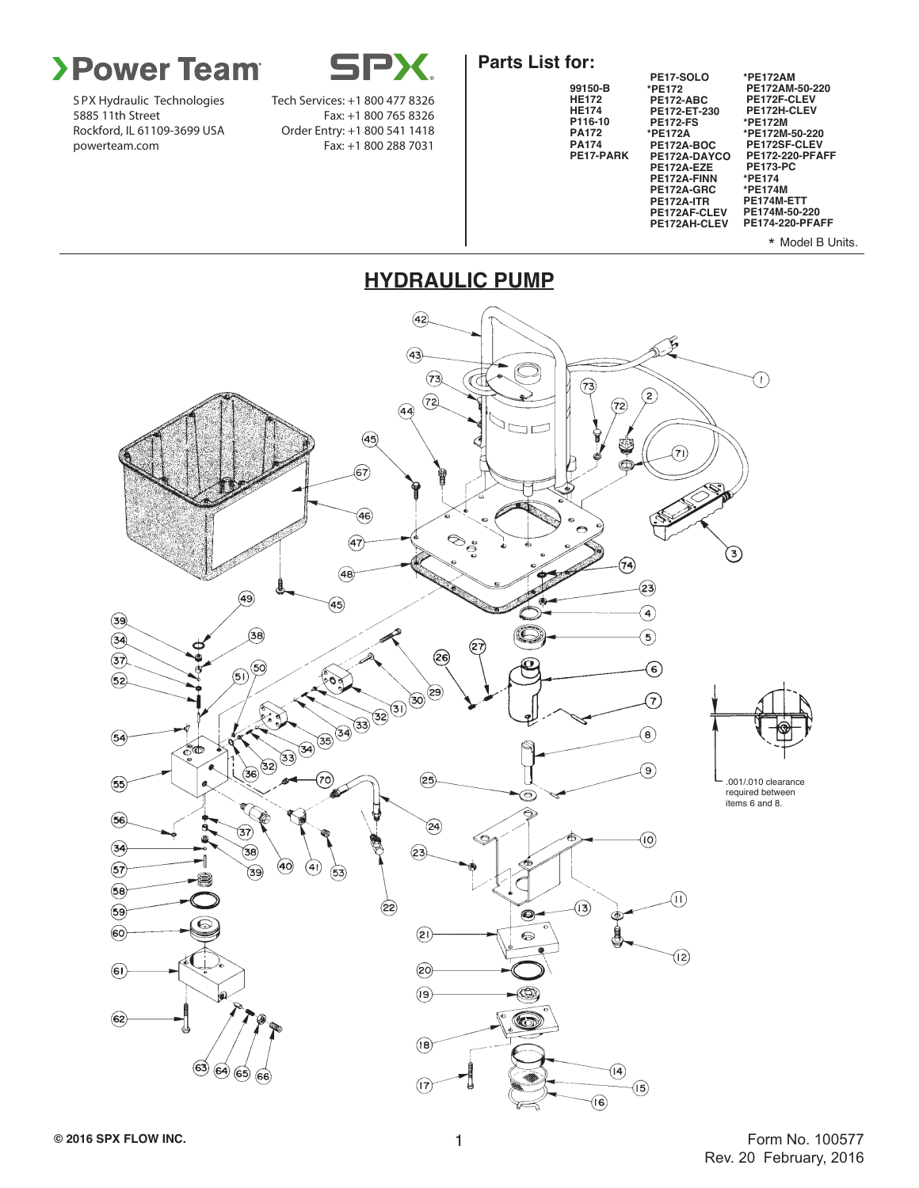Power Team

SPX

SPX Hydraulic Technologies
5885 11th Street
Rockford, IL 61109-3699 USA
powerteam.com

Tech Services: +1 800 477 8326
Fax: +1 800 765 8326
Order Entry: +1 800 541 1418
Fax: +1 800 288 7031

## Parts List for:

99150-B
HE172
HE174
P116-10
PA172
PA174
PE17-PARK

PE17-SOLO
*PE172
PE172-ABC
PE172-ET-230
PE172-FS
*PE172A
PE172A-BOC
PE172A-DAYCO
PE172A-EZE
PE172A-FINN
PE172A-GRC
PE172A-ITR
PE172AF-CLEV
PE172AH-CLEV

*PE172AM
PE172AM-50-220
PE172F-CLEV
PE172H-CLEV
*PE172M
*PE172M-50-220
PE172SF-CLEV
PE172-220-PFAFF
PE173-PC
*PE174
*PE174M
PE174M-ETT
PE174M-50-220
PE174-220-PFAFF

* Model B Units.

# HYDRAULIC PUMP

.001/.010 clearance required between items 6 and 8.

© 2016 SPX FLOW INC.

Form No. 100577
Rev. 20 February, 2016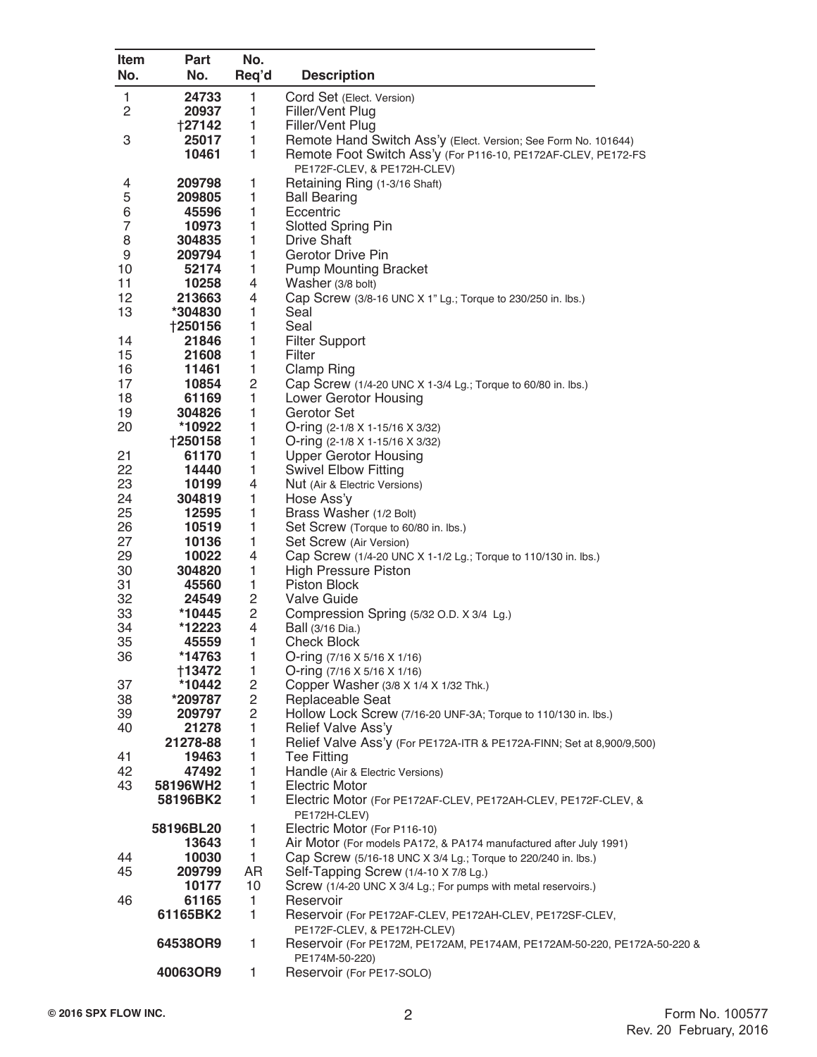| Item No. | Part No. | No. Req'd | Description |
|---|---|---|---|
| 1 | **24733** | 1 | Cord Set (Elect. Version) |
| 2 | **20937** | 1 | Filler/Vent Plug |
| | **†27142** | 1 | Filler/Vent Plug |
| 3 | **25017** | 1 | Remote Hand Switch Ass'y (Elect. Version; See Form No. 101644) |
| | **10461** | 1 | Remote Foot Switch Ass'y (For P116-10, PE172AF-CLEV, PE172-FS PE172F-CLEV, & PE172H-CLEV) |
| 4 | **209798** | 1 | Retaining Ring (1-3/16 Shaft) |
| 5 | **209805** | 1 | Ball Bearing |
| 6 | **45596** | 1 | Eccentric |
| 7 | **10973** | 1 | Slotted Spring Pin |
| 8 | **304835** | 1 | Drive Shaft |
| 9 | **209794** | 1 | Gerotor Drive Pin |
| 10 | **52174** | 1 | Pump Mounting Bracket |
| 11 | **10258** | 4 | Washer (3/8 bolt) |
| 12 | **213663** | 4 | Cap Screw (3/8-16 UNC X 1" Lg.; Torque to 230/250 in. lbs.) |
| 13 | **\*304830** | 1 | Seal |
| | **†250156** | 1 | Seal |
| 14 | **21846** | 1 | Filter Support |
| 15 | **21608** | 1 | Filter |
| 16 | **11461** | 1 | Clamp Ring |
| 17 | **10854** | 2 | Cap Screw (1/4-20 UNC X 1-3/4 Lg.; Torque to 60/80 in. lbs.) |
| 18 | **61169** | 1 | Lower Gerotor Housing |
| 19 | **304826** | 1 | Gerotor Set |
| 20 | **\*10922** | 1 | O-ring (2-1/8 X 1-15/16 X 3/32) |
| | **†250158** | 1 | O-ring (2-1/8 X 1-15/16 X 3/32) |
| 21 | **61170** | 1 | Upper Gerotor Housing |
| 22 | **14440** | 1 | Swivel Elbow Fitting |
| 23 | **10199** | 4 | Nut (Air & Electric Versions) |
| 24 | **304819** | 1 | Hose Ass'y |
| 25 | **12595** | 1 | Brass Washer (1/2 Bolt) |
| 26 | **10519** | 1 | Set Screw (Torque to 60/80 in. lbs.) |
| 27 | **10136** | 1 | Set Screw (Air Version) |
| 29 | **10022** | 4 | Cap Screw (1/4-20 UNC X 1-1/2 Lg.; Torque to 110/130 in. lbs.) |
| 30 | **304820** | 1 | High Pressure Piston |
| 31 | **45560** | 1 | Piston Block |
| 32 | **24549** | 2 | Valve Guide |
| 33 | **\*10445** | 2 | Compression Spring (5/32 O.D. X 3/4 Lg.) |
| 34 | **\*12223** | 4 | Ball (3/16 Dia.) |
| 35 | **45559** | 1 | Check Block |
| 36 | **\*14763** | 1 | O-ring (7/16 X 5/16 X 1/16) |
| | **†13472** | 1 | O-ring (7/16 X 5/16 X 1/16) |
| 37 | **\*10442** | 2 | Copper Washer (3/8 X 1/4 X 1/32 Thk.) |
| 38 | **\*209787** | 2 | Replaceable Seat |
| 39 | **209797** | 2 | Hollow Lock Screw (7/16-20 UNF-3A; Torque to 110/130 in. lbs.) |
| 40 | **21278** | 1 | Relief Valve Ass'y |
| | **21278-88** | 1 | Relief Valve Ass'y (For PE172A-ITR & PE172A-FINN; Set at 8,900/9,500) |
| 41 | **19463** | 1 | Tee Fitting |
| 42 | **47492** | 1 | Handle (Air & Electric Versions) |
| 43 | **58196WH2** | 1 | Electric Motor |
| | **58196BK2** | 1 | Electric Motor (For PE172AF-CLEV, PE172AH-CLEV, PE172F-CLEV, & PE172H-CLEV) |
| | **58196BL20** | 1 | Electric Motor (For P116-10) |
| | **13643** | 1 | Air Motor (For models PA172, & PA174 manufactured after July 1991) |
| 44 | **10030** | 1 | Cap Screw (5/16-18 UNC X 3/4 Lg.; Torque to 220/240 in. lbs.) |
| 45 | **209799** | AR | Self-Tapping Screw (1/4-10 X 7/8 Lg.) |
| | **10177** | 10 | Screw (1/4-20 UNC X 3/4 Lg.; For pumps with metal reservoirs.) |
| 46 | **61165** | 1 | Reservoir |
| | **61165BK2** | 1 | Reservoir (For PE172AF-CLEV, PE172AH-CLEV, PE172SF-CLEV, PE172F-CLEV, & PE172H-CLEV) |
| | **64538OR9** | 1 | Reservoir (For PE172M, PE172AM, PE174AM, PE172AM-50-220, PE172A-50-220 & PE174M-50-220) |
| | **40063OR9** | 1 | Reservoir (For PE17-SOLO) |

© 2016 SPX FLOW INC.

Form No. 100577
Rev. 20 February, 2016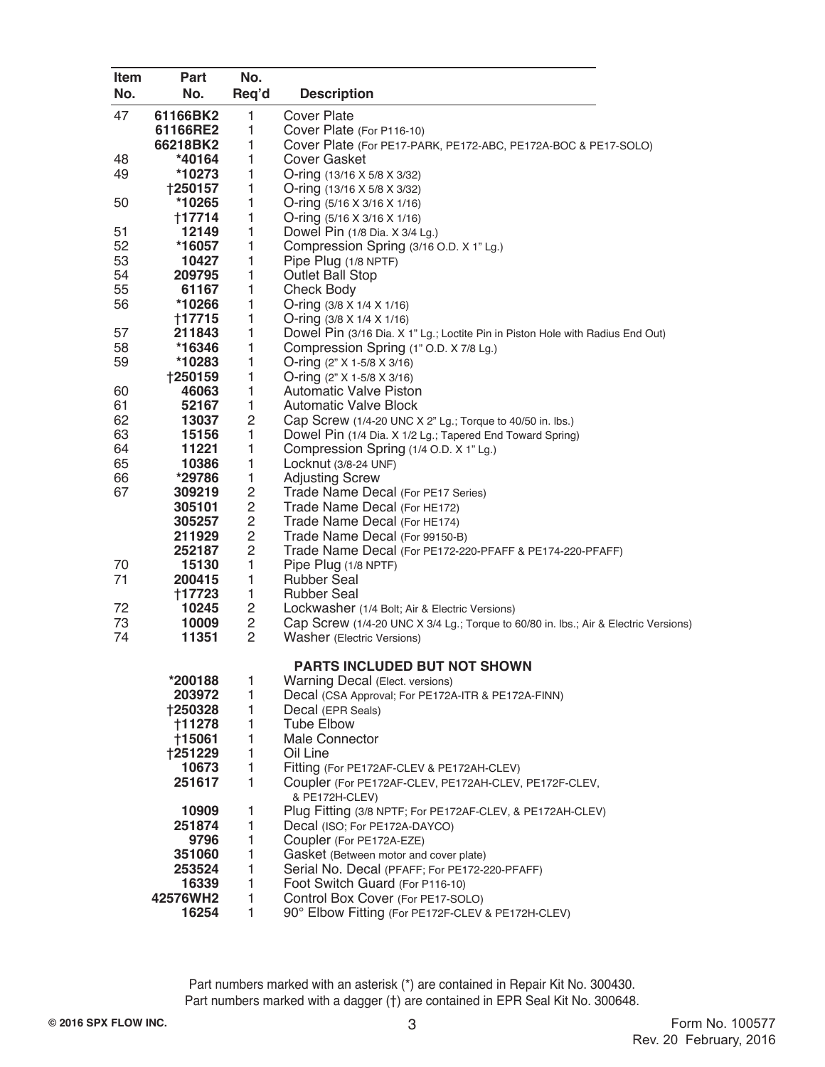| Item No. | Part No. | No. Req'd | Description |
|---|---|---|---|
| 47 | 61166BK2 | 1 | Cover Plate |
| | 61166RE2 | 1 | Cover Plate (For P116-10) |
| | 66218BK2 | 1 | Cover Plate (For PE17-PARK, PE172-ABC, PE172A-BOC & PE17-SOLO) |
| 48 | *40164 | 1 | Cover Gasket |
| 49 | *10273 | 1 | O-ring (13/16 X 5/8 X 3/32) |
| | †250157 | 1 | O-ring (13/16 X 5/8 X 3/32) |
| 50 | *10265 | 1 | O-ring (5/16 X 3/16 X 1/16) |
| | †17714 | 1 | O-ring (5/16 X 3/16 X 1/16) |
| 51 | 12149 | 1 | Dowel Pin (1/8 Dia. X 3/4 Lg.) |
| 52 | *16057 | 1 | Compression Spring (3/16 O.D. X 1" Lg.) |
| 53 | 10427 | 1 | Pipe Plug (1/8 NPTF) |
| 54 | 209795 | 1 | Outlet Ball Stop |
| 55 | 61167 | 1 | Check Body |
| 56 | *10266 | 1 | O-ring (3/8 X 1/4 X 1/16) |
| | †17715 | 1 | O-ring (3/8 X 1/4 X 1/16) |
| 57 | 211843 | 1 | Dowel Pin (3/16 Dia. X 1" Lg.; Loctite Pin in Piston Hole with Radius End Out) |
| 58 | *16346 | 1 | Compression Spring (1" O.D. X 7/8 Lg.) |
| 59 | *10283 | 1 | O-ring (2" X 1-5/8 X 3/16) |
| | †250159 | 1 | O-ring (2" X 1-5/8 X 3/16) |
| 60 | 46063 | 1 | Automatic Valve Piston |
| 61 | 52167 | 1 | Automatic Valve Block |
| 62 | 13037 | 2 | Cap Screw (1/4-20 UNC X 2" Lg.; Torque to 40/50 in. lbs.) |
| 63 | 15156 | 1 | Dowel Pin (1/4 Dia. X 1/2 Lg.; Tapered End Toward Spring) |
| 64 | 11221 | 1 | Compression Spring (1/4 O.D. X 1" Lg.) |
| 65 | 10386 | 1 | Locknut (3/8-24 UNF) |
| 66 | *29786 | 1 | Adjusting Screw |
| 67 | 309219 | 2 | Trade Name Decal (For PE17 Series) |
| | 305101 | 2 | Trade Name Decal (For HE172) |
| | 305257 | 2 | Trade Name Decal (For HE174) |
| | 211929 | 2 | Trade Name Decal (For 99150-B) |
| | 252187 | 2 | Trade Name Decal (For PE172-220-PFAFF & PE174-220-PFAFF) |
| 70 | 15130 | 1 | Pipe Plug (1/8 NPTF) |
| 71 | 200415 | 1 | Rubber Seal |
| | †17723 | 1 | Rubber Seal |
| 72 | 10245 | 2 | Lockwasher (1/4 Bolt; Air & Electric Versions) |
| 73 | 10009 | 2 | Cap Screw (1/4-20 UNC X 3/4 Lg.; Torque to 60/80 in. lbs.; Air & Electric Versions) |
| 74 | 11351 | 2 | Washer (Electric Versions) |
| | | | **PARTS INCLUDED BUT NOT SHOWN** |
| | *200188 | 1 | Warning Decal (Elect. versions) |
| | 203972 | 1 | Decal (CSA Approval; For PE172A-ITR & PE172A-FINN) |
| | †250328 | 1 | Decal (EPR Seals) |
| | †11278 | 1 | Tube Elbow |
| | †15061 | 1 | Male Connector |
| | †251229 | 1 | Oil Line |
| | 10673 | 1 | Fitting (For PE172AF-CLEV & PE172AH-CLEV) |
| | 251617 | 1 | Coupler (For PE172AF-CLEV, PE172AH-CLEV, PE172F-CLEV, & PE172H-CLEV) |
| | 10909 | 1 | Plug Fitting (3/8 NPTF; For PE172AF-CLEV, & PE172AH-CLEV) |
| | 251874 | 1 | Decal (ISO; For PE172A-DAYCO) |
| | 9796 | 1 | Coupler (For PE172A-EZE) |
| | 351060 | 1 | Gasket (Between motor and cover plate) |
| | 253524 | 1 | Serial No. Decal (PFAFF; For PE172-220-PFAFF) |
| | 16339 | 1 | Foot Switch Guard (For P116-10) |
| | 42576WH2 | 1 | Control Box Cover (For PE17-SOLO) |
| | 16254 | 1 | 90° Elbow Fitting (For PE172F-CLEV & PE172H-CLEV) |

Part numbers marked with an asterisk (*) are contained in Repair Kit No. 300430.
Part numbers marked with a dagger (†) are contained in EPR Seal Kit No. 300648.

© 2016 SPX FLOW INC.

Form No. 100577
Rev. 20 February, 2016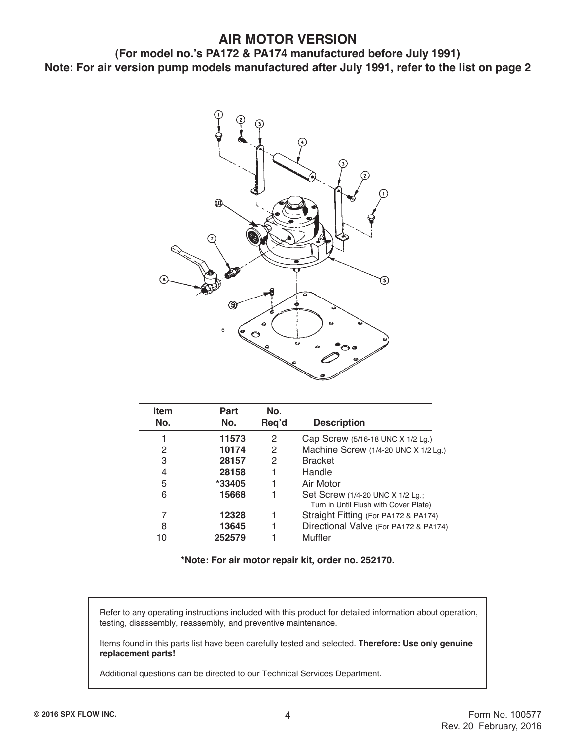# AIR MOTOR VERSION

**(For model no.'s PA172 & PA174 manufactured before July 1991)**

**Note: For air version pump models manufactured after July 1991, refer to the list on page 2**

| Item No. | Part No. | No. Req'd | Description |
|---|---|---|---|
| 1 | **11573** | 2 | Cap Screw (5/16-18 UNC X 1/2 Lg.) |
| 2 | **10174** | 2 | Machine Screw (1/4-20 UNC X 1/2 Lg.) |
| 3 | **28157** | 2 | Bracket |
| 4 | **28158** | 1 | Handle |
| 5 | ***33405** | 1 | Air Motor |
| 6 | **15668** | 1 | Set Screw (1/4-20 UNC X 1/2 Lg.; Turn in Until Flush with Cover Plate) |
| 7 | **12328** | 1 | Straight Fitting (For PA172 & PA174) |
| 8 | **13645** | 1 | Directional Valve (For PA172 & PA174) |
| 10 | **252579** | 1 | Muffler |

**\*Note: For air motor repair kit, order no. 252170.**

Refer to any operating instructions included with this product for detailed information about operation, testing, disassembly, reassembly, and preventive maintenance.

Items found in this parts list have been carefully tested and selected. **Therefore: Use only genuine replacement parts!**

Additional questions can be directed to our Technical Services Department.

© 2016 SPX FLOW INC.

Form No. 100577
Rev. 20 February, 2016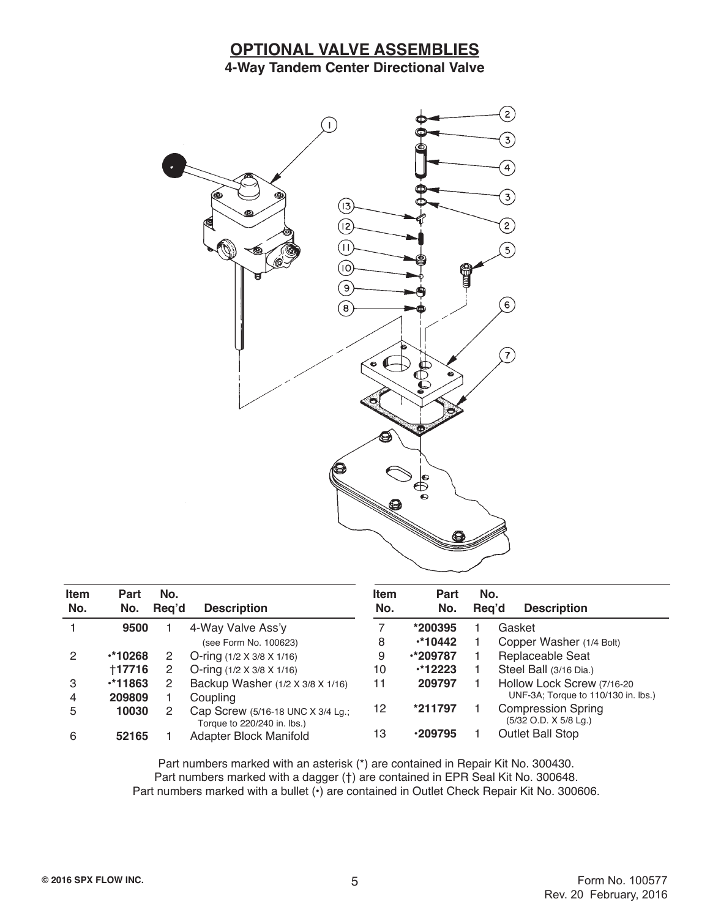# OPTIONAL VALVE ASSEMBLIES

## 4-Way Tandem Center Directional Valve

| Item No. | Part No. | No. Req'd | Description |
|---|---|---|---|
| 1 | **9500** | 1 | 4-Way Valve Ass'y (see Form No. 100623) |
| 2 | **•*10268** | 2 | O-ring (1/2 X 3/8 X 1/16) |
| | **†17716** | 2 | O-ring (1/2 X 3/8 X 1/16) |
| 3 | **•*11863** | 2 | Backup Washer (1/2 X 3/8 X 1/16) |
| 4 | **209809** | 1 | Coupling |
| 5 | **10030** | 2 | Cap Screw (5/16-18 UNC X 3/4 Lg.; Torque to 220/240 in. lbs.) |
| 6 | **52165** | 1 | Adapter Block Manifold |
| 7 | ***200395** | 1 | Gasket |
| 8 | **•*10442** | 1 | Copper Washer (1/4 Bolt) |
| 9 | **•*209787** | 1 | Replaceable Seat |
| 10 | **•*12223** | 1 | Steel Ball (3/16 Dia.) |
| 11 | **209797** | 1 | Hollow Lock Screw (7/16-20 UNF-3A; Torque to 110/130 in. lbs.) |
| 12 | ***211797** | 1 | Compression Spring (5/32 O.D. X 5/8 Lg.) |
| 13 | **•209795** | 1 | Outlet Ball Stop |

Part numbers marked with an asterisk (*) are contained in Repair Kit No. 300430.
Part numbers marked with a dagger (†) are contained in EPR Seal Kit No. 300648.
Part numbers marked with a bullet (•) are contained in Outlet Check Repair Kit No. 300606.

© 2016 SPX FLOW INC.

Form No. 100577
Rev. 20 February, 2016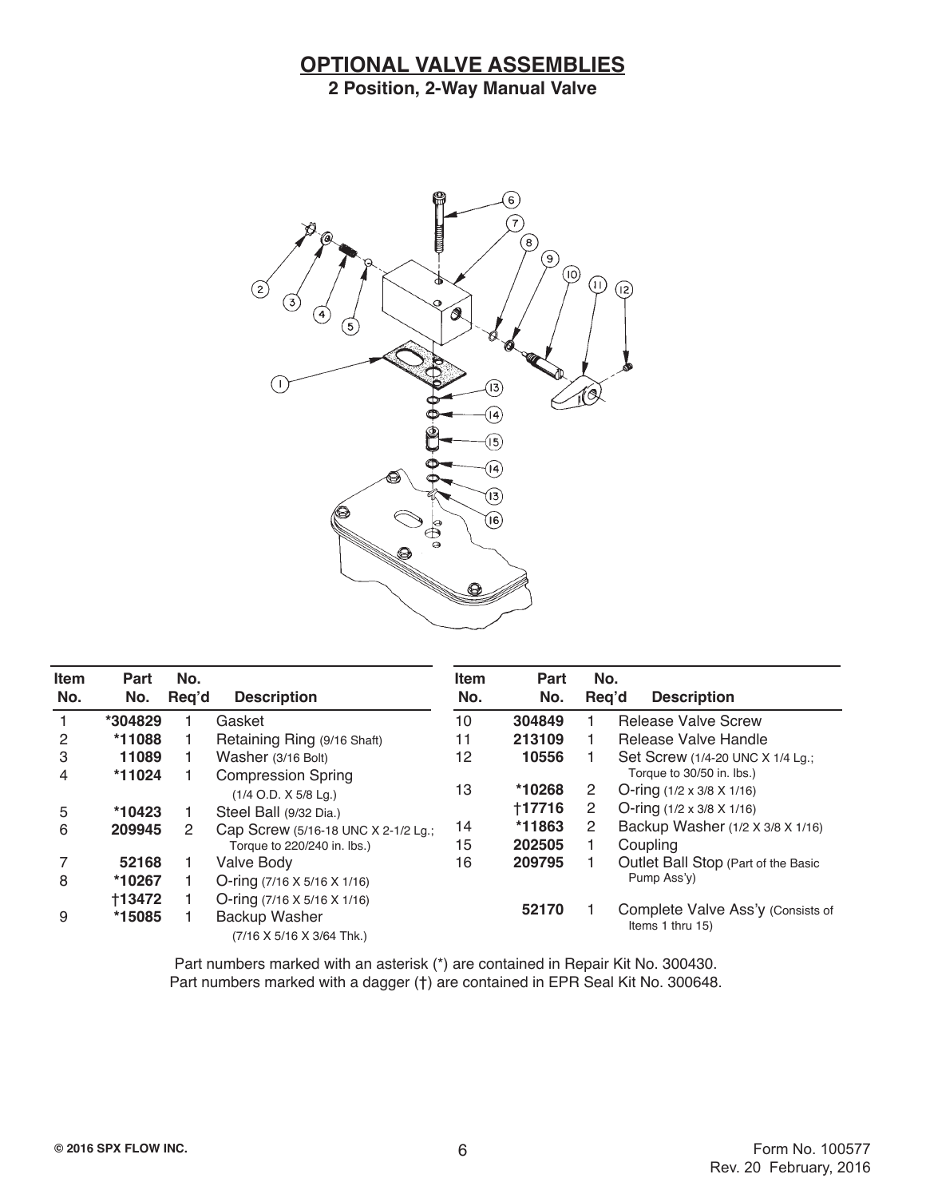# OPTIONAL VALVE ASSEMBLIES

## 2 Position, 2-Way Manual Valve

| Item No. | Part No. | No. Req'd | Description |
|---|---|---|---|
| 1 | *304829 | 1 | Gasket |
| 2 | *11088 | 1 | Retaining Ring (9/16 Shaft) |
| 3 | 11089 | 1 | Washer (3/16 Bolt) |
| 4 | *11024 | 1 | Compression Spring (1/4 O.D. X 5/8 Lg.) |
| 5 | *10423 | 1 | Steel Ball (9/32 Dia.) |
| 6 | 209945 | 2 | Cap Screw (5/16-18 UNC X 2-1/2 Lg.; Torque to 220/240 in. lbs.) |
| 7 | 52168 | 1 | Valve Body |
| 8 | *10267 | 1 | O-ring (7/16 X 5/16 X 1/16) |
|  | †13472 | 1 | O-ring (7/16 X 5/16 X 1/16) |
| 9 | *15085 | 1 | Backup Washer (7/16 X 5/16 X 3/64 Thk.) |
| 10 | 304849 | 1 | Release Valve Screw |
| 11 | 213109 | 1 | Release Valve Handle |
| 12 | 10556 | 1 | Set Screw (1/4-20 UNC X 1/4 Lg.; Torque to 30/50 in. lbs.) |
| 13 | *10268 | 2 | O-ring (1/2 x 3/8 X 1/16) |
|  | †17716 | 2 | O-ring (1/2 x 3/8 X 1/16) |
| 14 | *11863 | 2 | Backup Washer (1/2 X 3/8 X 1/16) |
| 15 | 202505 | 1 | Coupling |
| 16 | 209795 | 1 | Outlet Ball Stop (Part of the Basic Pump Ass'y) |
|  | 52170 | 1 | Complete Valve Ass'y (Consists of Items 1 thru 15) |

Part numbers marked with an asterisk (*) are contained in Repair Kit No. 300430.
Part numbers marked with a dagger (†) are contained in EPR Seal Kit No. 300648.

© 2016 SPX FLOW INC.

Form No. 100577
Rev. 20 February, 2016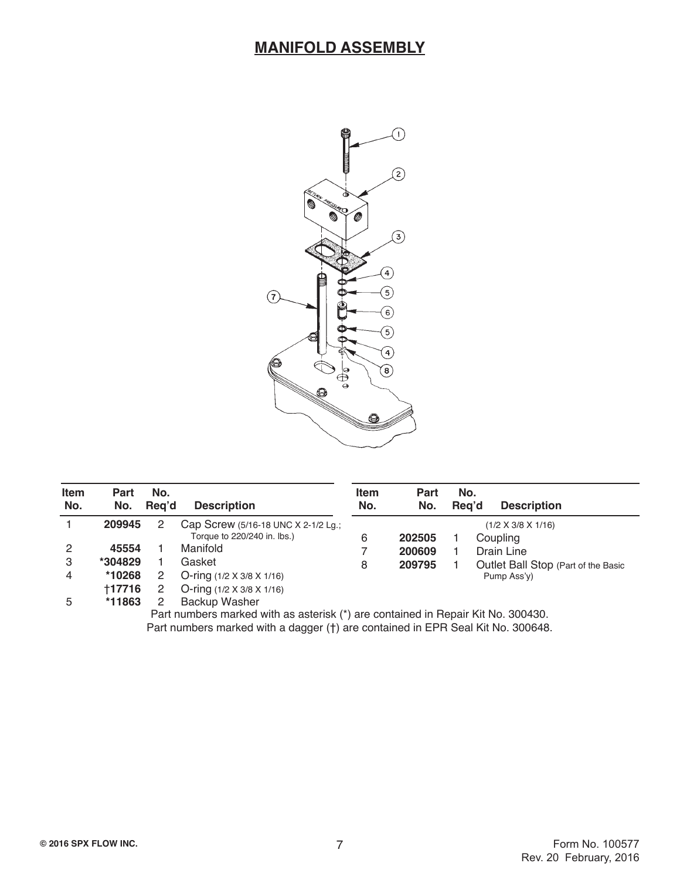# MANIFOLD ASSEMBLY

| Item No. | Part No. | No. Req'd | Description |
|---|---|---|---|
| 1 | 209945 | 2 | Cap Screw (5/16-18 UNC X 2-1/2 Lg.; Torque to 220/240 in. lbs.) |
| 2 | 45554 | 1 | Manifold |
| 3 | *304829 | 1 | Gasket |
| 4 | *10268 | 2 | O-ring (1/2 X 3/8 X 1/16) |
|  | †17716 | 2 | O-ring (1/2 X 3/8 X 1/16) |
| 5 | *11863 | 2 | Backup Washer (1/2 X 3/8 X 1/16) |
| 6 | 202505 | 1 | Coupling |
| 7 | 200609 | 1 | Drain Line |
| 8 | 209795 | 1 | Outlet Ball Stop (Part of the Basic Pump Ass'y) |

Part numbers marked with as asterisk (*) are contained in Repair Kit No. 300430.

Part numbers marked with a dagger (†) are contained in EPR Seal Kit No. 300648.

© 2016 SPX FLOW INC.

Form No. 100577
Rev. 20 February, 2016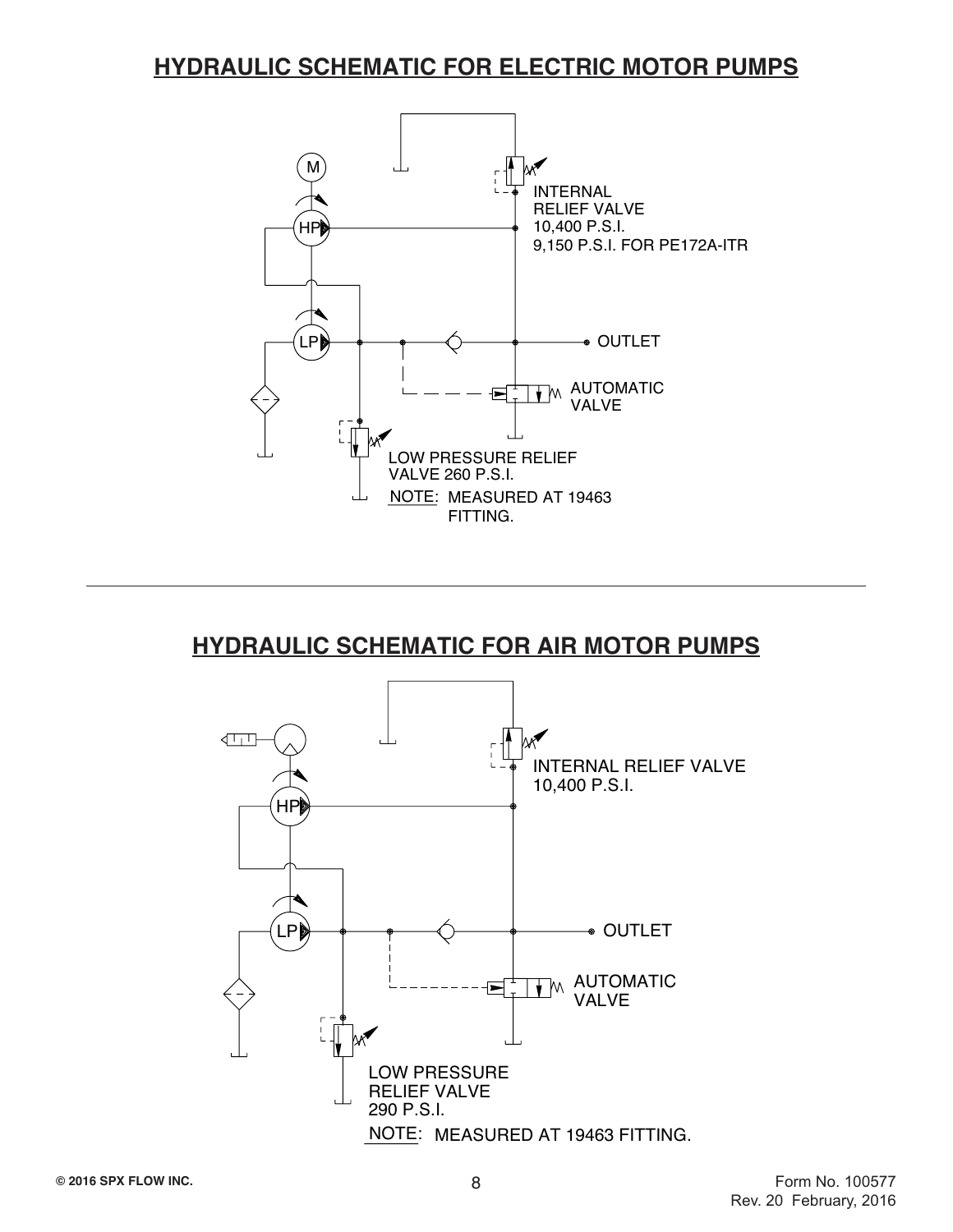## HYDRAULIC SCHEMATIC FOR ELECTRIC MOTOR PUMPS

M

HP

LP

INTERNAL RELIEF VALVE 10,400 P.S.I. 9,150 P.S.I. FOR PE172A-ITR

OUTLET

AUTOMATIC VALVE

LOW PRESSURE RELIEF VALVE 260 P.S.I.

NOTE: MEASURED AT 19463 FITTING.

---

## HYDRAULIC SCHEMATIC FOR AIR MOTOR PUMPS

HP

LP

INTERNAL RELIEF VALVE 10,400 P.S.I.

OUTLET

AUTOMATIC VALVE

LOW PRESSURE RELIEF VALVE 290 P.S.I.

NOTE: MEASURED AT 19463 FITTING.

© 2016 SPX FLOW INC.

Form No. 100577
Rev. 20 February, 2016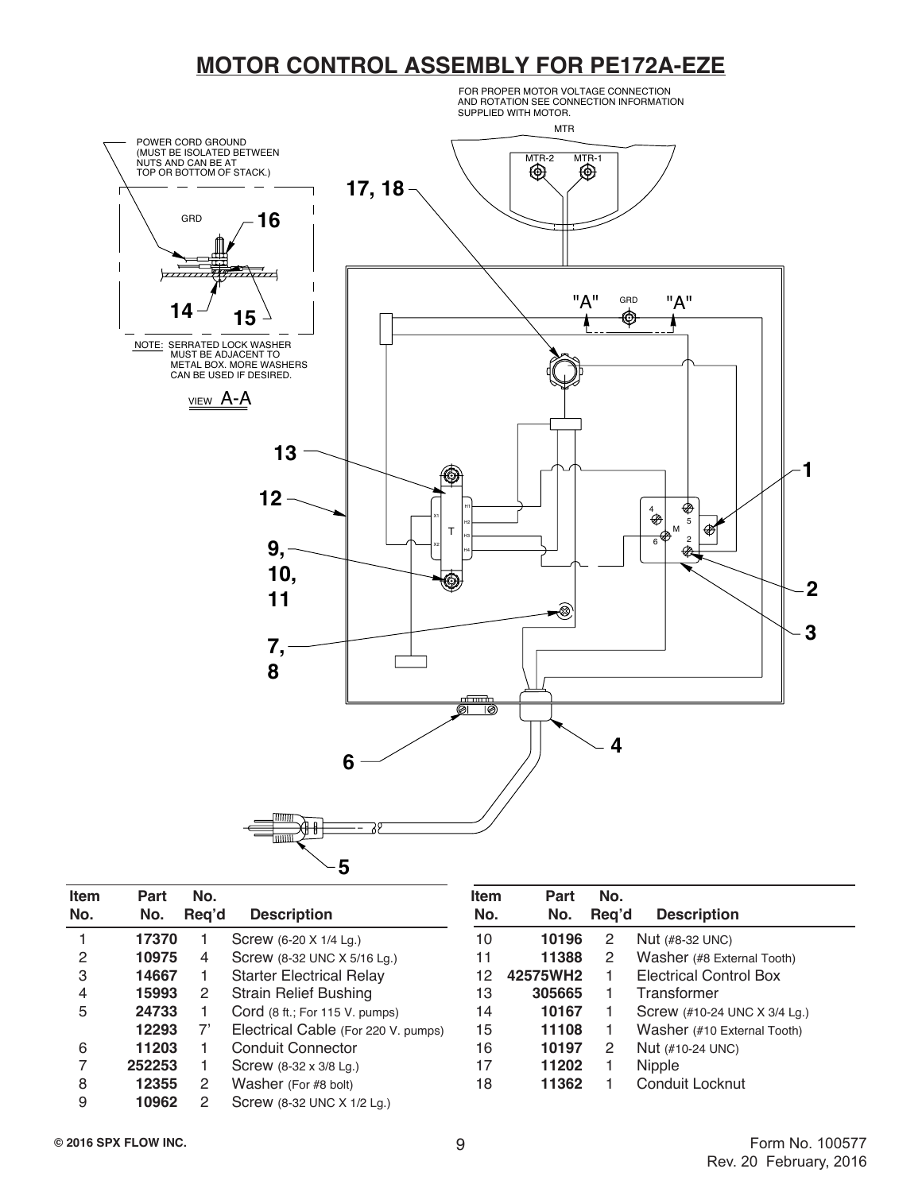# MOTOR CONTROL ASSEMBLY FOR PE172A-EZE

FOR PROPER MOTOR VOLTAGE CONNECTION AND ROTATION SEE CONNECTION INFORMATION SUPPLIED WITH MOTOR.

POWER CORD GROUND (MUST BE ISOLATED BETWEEN NUTS AND CAN BE AT TOP OR BOTTOM OF STACK.)

NOTE: SERRATED LOCK WASHER MUST BE ADJACENT TO METAL BOX. MORE WASHERS CAN BE USED IF DESIRED.

VIEW A-A

| Item No. | Part No. | No. Req'd | Description |
|---|---|---|---|
| 1 | **17370** | 1 | Screw (6-20 X 1/4 Lg.) |
| 2 | **10975** | 4 | Screw (8-32 UNC X 5/16 Lg.) |
| 3 | **14667** | 1 | Starter Electrical Relay |
| 4 | **15993** | 2 | Strain Relief Bushing |
| 5 | **24733** | 1 | Cord (8 ft.; For 115 V. pumps) |
| | **12293** | 7' | Electrical Cable (For 220 V. pumps) |
| 6 | **11203** | 1 | Conduit Connector |
| 7 | **252253** | 1 | Screw (8-32 x 3/8 Lg.) |
| 8 | **12355** | 2 | Washer (For #8 bolt) |
| 9 | **10962** | 2 | Screw (8-32 UNC X 1/2 Lg.) |
| 10 | **10196** | 2 | Nut (#8-32 UNC) |
| 11 | **11388** | 2 | Washer (#8 External Tooth) |
| 12 | **42575WH2** | 1 | Electrical Control Box |
| 13 | **305665** | 1 | Transformer |
| 14 | **10167** | 1 | Screw (#10-24 UNC X 3/4 Lg.) |
| 15 | **11108** | 1 | Washer (#10 External Tooth) |
| 16 | **10197** | 2 | Nut (#10-24 UNC) |
| 17 | **11202** | 1 | Nipple |
| 18 | **11362** | 1 | Conduit Locknut |

© 2016 SPX FLOW INC.

Form No. 100577
Rev. 20 February, 2016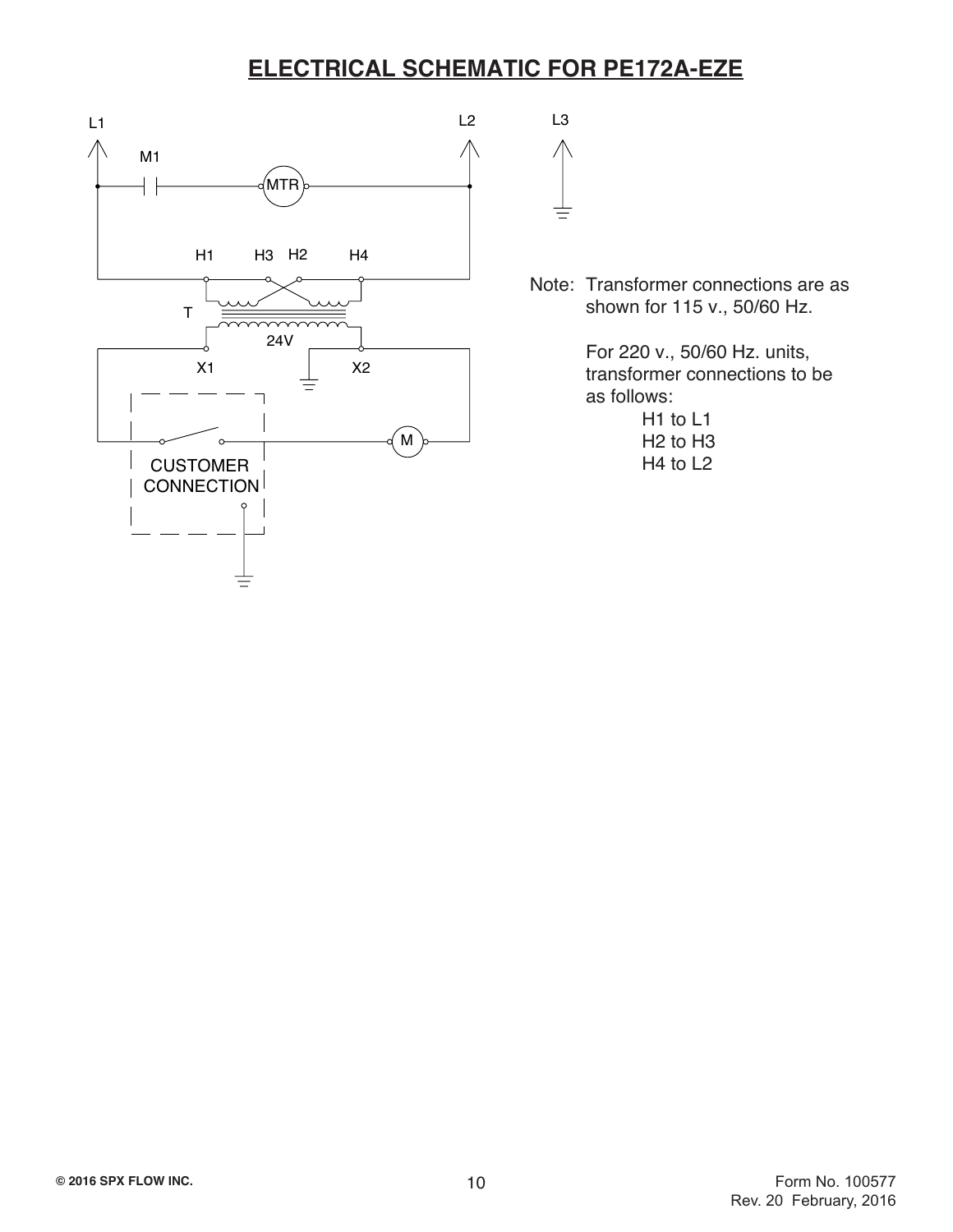# ELECTRICAL SCHEMATIC FOR PE172A-EZE

L1 L2 L3

M1

MTR

H1 H3 H2 H4

T

24V

X1 X2

M

CUSTOMER CONNECTION

Note: Transformer connections are as shown for 115 v., 50/60 Hz.

For 220 v., 50/60 Hz. units, transformer connections to be as follows:

H1 to L1
H2 to H3
H4 to L2

© 2016 SPX FLOW INC.

Form No. 100577
Rev. 20 February, 2016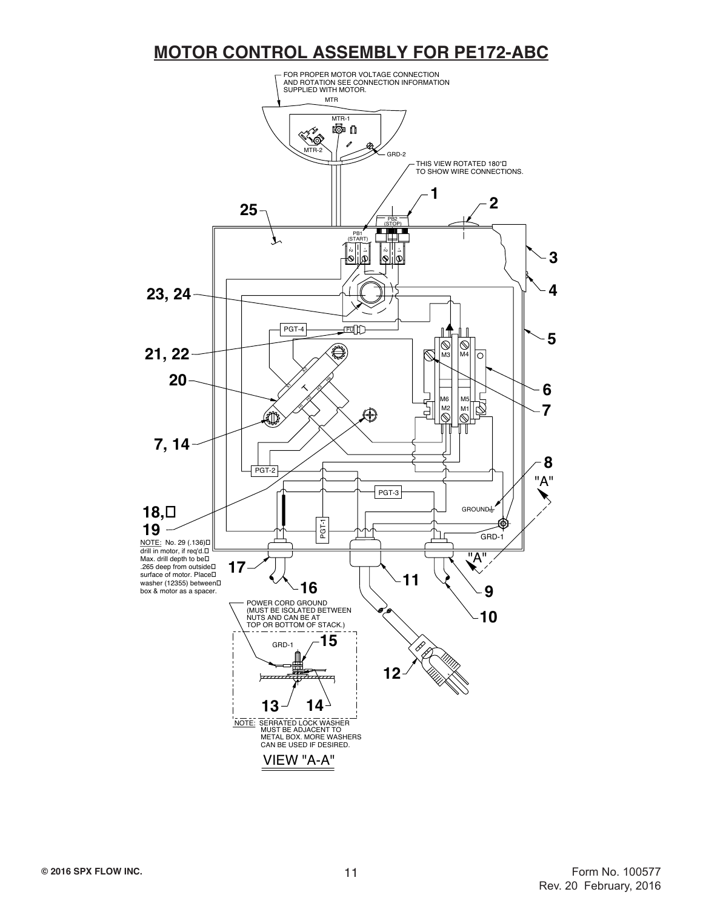## MOTOR CONTROL ASSEMBLY FOR PE172-ABC

FOR PROPER MOTOR VOLTAGE CONNECTION AND ROTATION SEE CONNECTION INFORMATION SUPPLIED WITH MOTOR.

MTR

MTR-1

MTR-2

GRD-2

THIS VIEW ROTATED 180° TO SHOW WIRE CONNECTIONS.

1

2

25

PB2 (STOP)

PB1 (START)

3

4

23, 24

5

PGT-4

FU

21, 22

M3 M4

6

20

T

M6 M5

M2 M1

7

7, 14

8

PGT-2

"A"

PGT-3

18,
19

GROUND

PGT-1

GRD-1

NOTE: No. 29 (.136) drill in motor, if req'd. Max. drill depth to be .265 deep from outside surface of motor. Place washer (12355) between box & motor as a spacer.

17

"A"

16

11

9

10

POWER CORD GROUND (MUST BE ISOLATED BETWEEN NUTS AND CAN BE AT TOP OR BOTTOM OF STACK.)

GRD-1

15

12

13

14

NOTE: SERRATED LOCK WASHER MUST BE ADJACENT TO METAL BOX. MORE WASHERS CAN BE USED IF DESIRED.

VIEW "A-A"

© 2016 SPX FLOW INC.

Form No. 100577
Rev. 20 February, 2016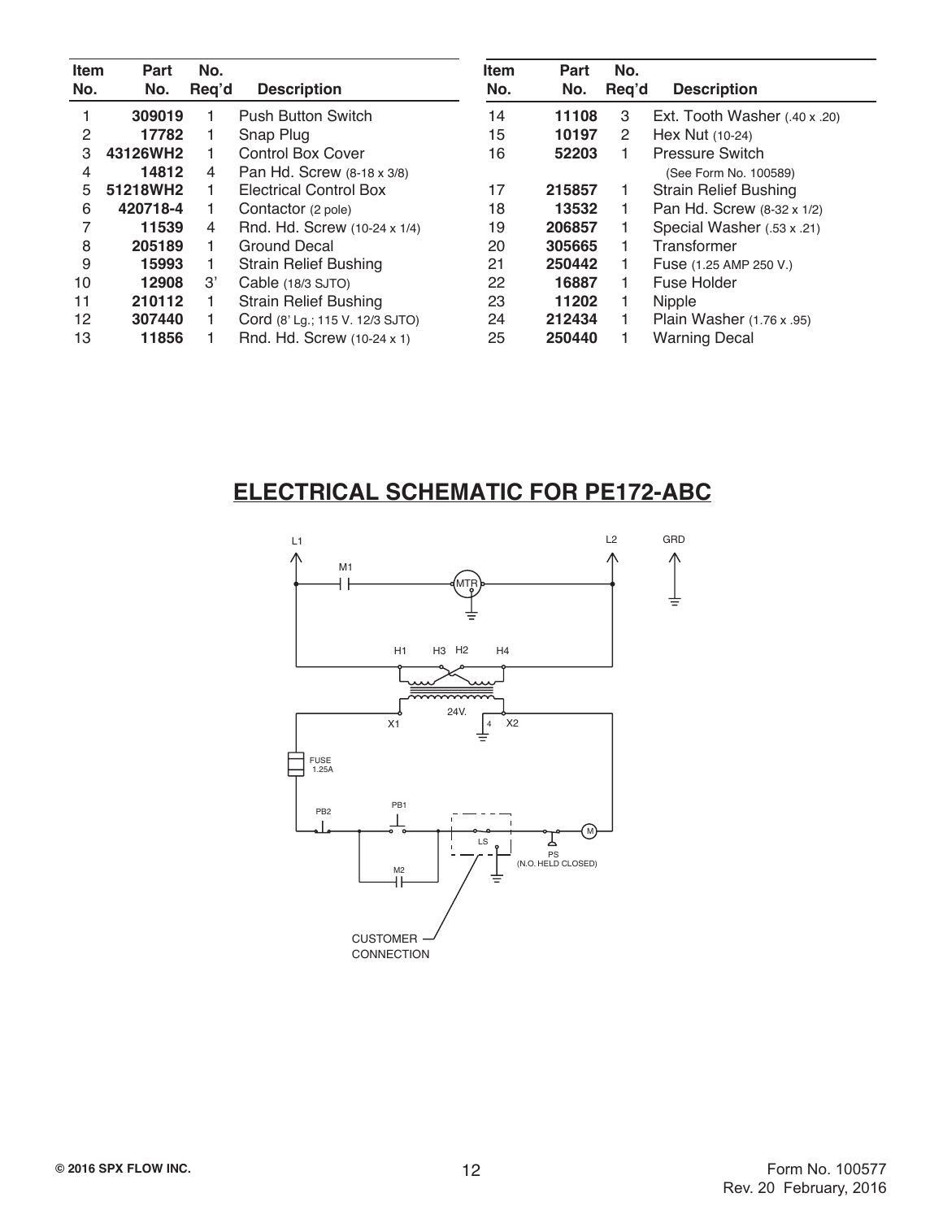| Item No. | Part No. | No. Req'd | Description |
|---|---|---|---|
| 1 | **309019** | 1 | Push Button Switch |
| 2 | **17782** | 1 | Snap Plug |
| 3 | **43126WH2** | 1 | Control Box Cover |
| 4 | **14812** | 4 | Pan Hd. Screw (8-18 x 3/8) |
| 5 | **51218WH2** | 1 | Electrical Control Box |
| 6 | **420718-4** | 1 | Contactor (2 pole) |
| 7 | **11539** | 4 | Rnd. Hd. Screw (10-24 x 1/4) |
| 8 | **205189** | 1 | Ground Decal |
| 9 | **15993** | 1 | Strain Relief Bushing |
| 10 | **12908** | 3' | Cable (18/3 SJTO) |
| 11 | **210112** | 1 | Strain Relief Bushing |
| 12 | **307440** | 1 | Cord (8' Lg.; 115 V. 12/3 SJTO) |
| 13 | **11856** | 1 | Rnd. Hd. Screw (10-24 x 1) |
| 14 | **11108** | 3 | Ext. Tooth Washer (.40 x .20) |
| 15 | **10197** | 2 | Hex Nut (10-24) |
| 16 | **52203** | 1 | Pressure Switch (See Form No. 100589) |
| 17 | **215857** | 1 | Strain Relief Bushing |
| 18 | **13532** | 1 | Pan Hd. Screw (8-32 x 1/2) |
| 19 | **206857** | 1 | Special Washer (.53 x .21) |
| 20 | **305665** | 1 | Transformer |
| 21 | **250442** | 1 | Fuse (1.25 AMP 250 V.) |
| 22 | **16887** | 1 | Fuse Holder |
| 23 | **11202** | 1 | Nipple |
| 24 | **212434** | 1 | Plain Washer (1.76 x .95) |
| 25 | **250440** | 1 | Warning Decal |

## ELECTRICAL SCHEMATIC FOR PE172-ABC

L1 L2 GRD

M1 MTR

H1 H3 H2 H4

24V.

X1 4 X2

FUSE 1.25A

PB2 PB1 LS M

M2

PS (N.O. HELD CLOSED)

CUSTOMER CONNECTION

© 2016 SPX FLOW INC.

Form No. 100577
Rev. 20 February, 2016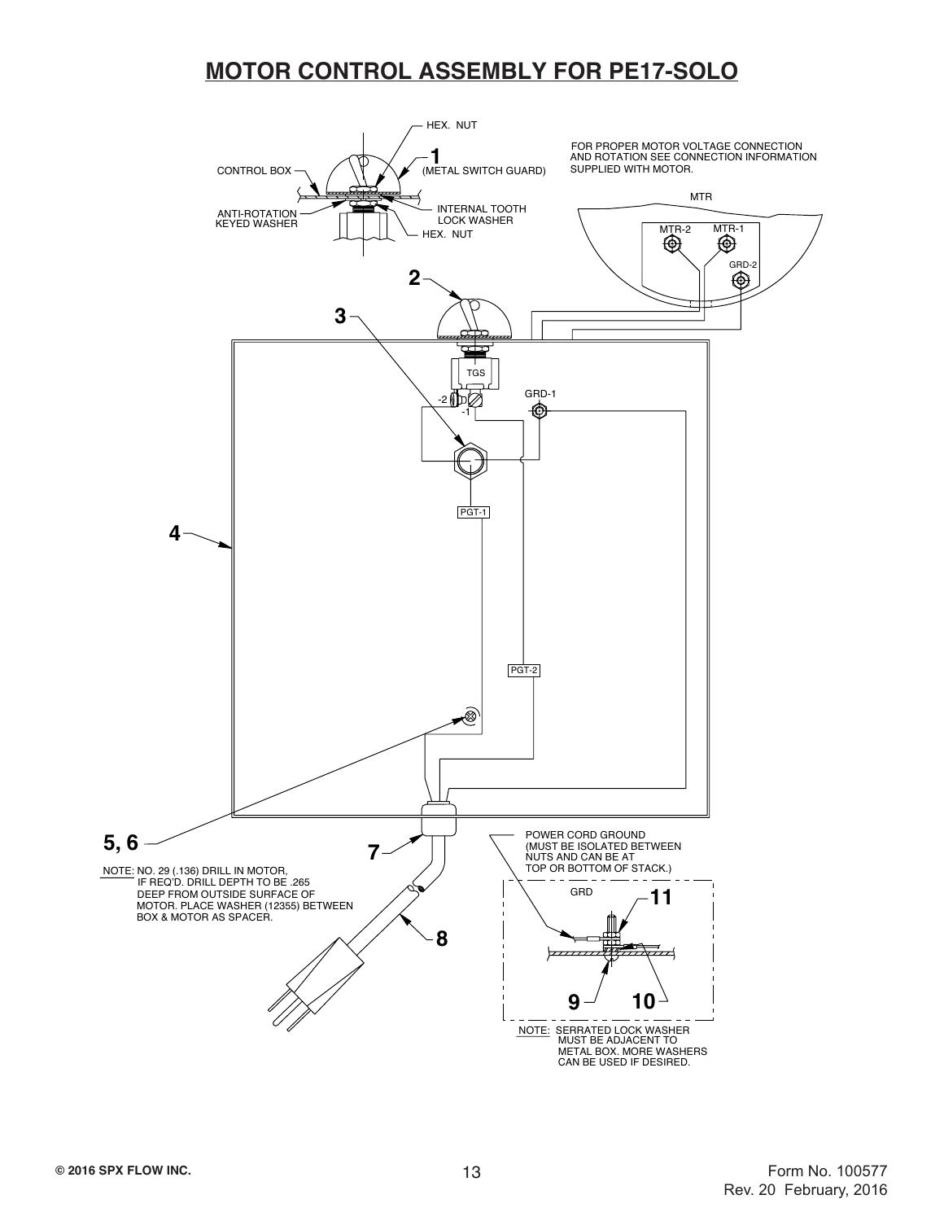# MOTOR CONTROL ASSEMBLY FOR PE17-SOLO

HEX. NUT

CONTROL BOX

1 (METAL SWITCH GUARD)

ANTI-ROTATION KEYED WASHER

INTERNAL TOOTH LOCK WASHER

HEX. NUT

FOR PROPER MOTOR VOLTAGE CONNECTION AND ROTATION SEE CONNECTION INFORMATION SUPPLIED WITH MOTOR.

MTR

MTR-2 MTR-1

GRD-2

2

3

TGS

-2 -1

GRD-1

PGT-1

4

PGT-2

5, 6

7

NOTE: NO. 29 (.136) DRILL IN MOTOR, IF REQ'D. DRILL DEPTH TO BE .265 DEEP FROM OUTSIDE SURFACE OF MOTOR. PLACE WASHER (12355) BETWEEN BOX & MOTOR AS SPACER.

8

POWER CORD GROUND (MUST BE ISOLATED BETWEEN NUTS AND CAN BE AT TOP OR BOTTOM OF STACK.)

GRD

11

9 10

NOTE: SERRATED LOCK WASHER MUST BE ADJACENT TO METAL BOX. MORE WASHERS CAN BE USED IF DESIRED.

© 2016 SPX FLOW INC.

Form No. 100577
Rev. 20 February, 2016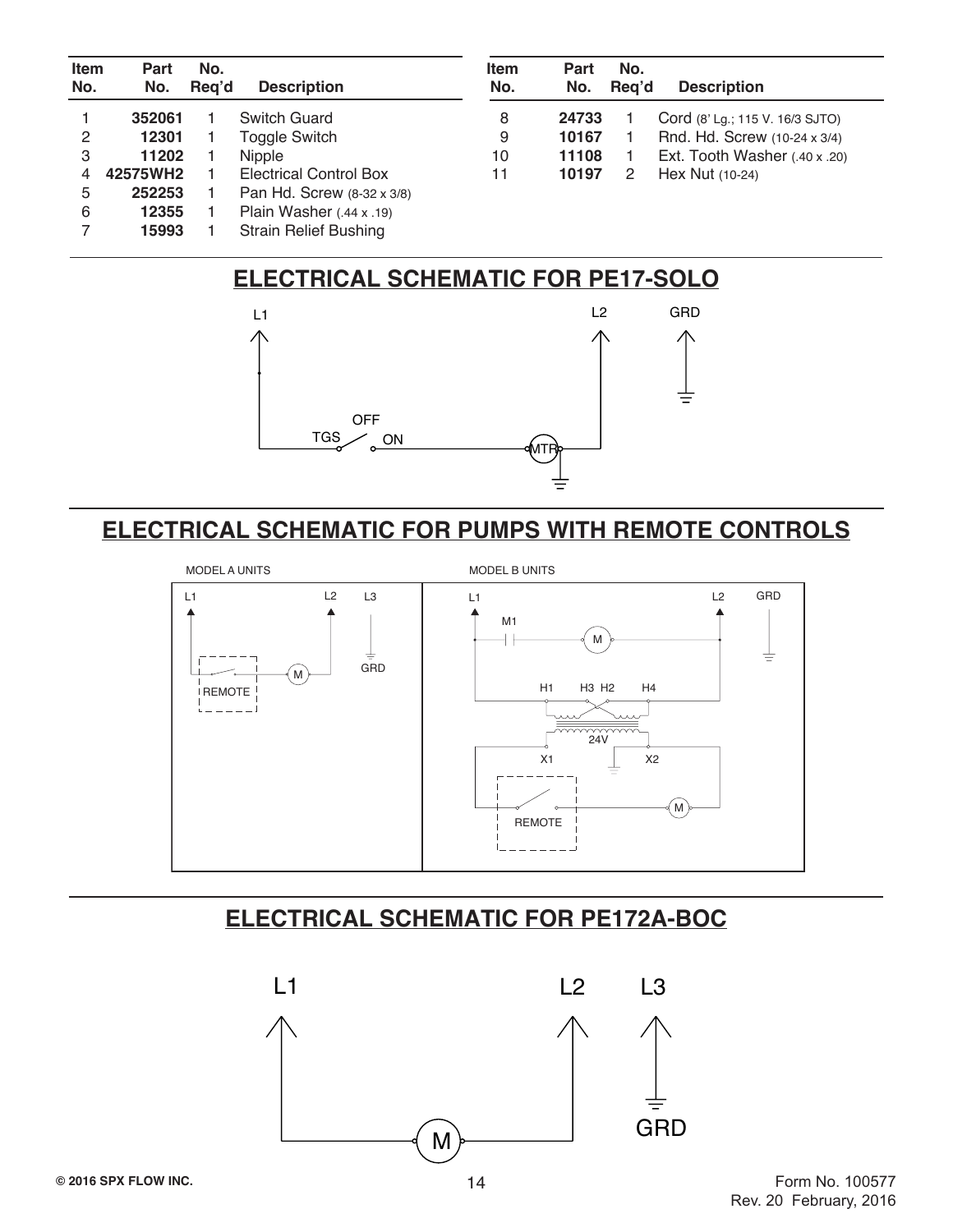| Item No. | Part No. | No. Req'd | Description |
|---|---|---|---|
| 1 | **352061** | 1 | Switch Guard |
| 2 | **12301** | 1 | Toggle Switch |
| 3 | **11202** | 1 | Nipple |
| 4 | **42575WH2** | 1 | Electrical Control Box |
| 5 | **252253** | 1 | Pan Hd. Screw (8-32 x 3/8) |
| 6 | **12355** | 1 | Plain Washer (.44 x .19) |
| 7 | **15993** | 1 | Strain Relief Bushing |
| 8 | **24733** | 1 | Cord (8' Lg.; 115 V. 16/3 SJTO) |
| 9 | **10167** | 1 | Rnd. Hd. Screw (10-24 x 3/4) |
| 10 | **11108** | 1 | Ext. Tooth Washer (.40 x .20) |
| 11 | **10197** | 2 | Hex Nut (10-24) |

## ELECTRICAL SCHEMATIC FOR PE17-SOLO

L1
L2
GRD
OFF
TGS
ON
MTR

## ELECTRICAL SCHEMATIC FOR PUMPS WITH REMOTE CONTROLS

MODEL A UNITS
L1
L2
L3
GRD
M
REMOTE

MODEL B UNITS
L1
L2
GRD
M1
M
H1
H3 H2
H4
24V
X1
X2
M
REMOTE

## ELECTRICAL SCHEMATIC FOR PE172A-BOC

L1
L2
L3
GRD
M

© 2016 SPX FLOW INC.

Form No. 100577
Rev. 20 February, 2016